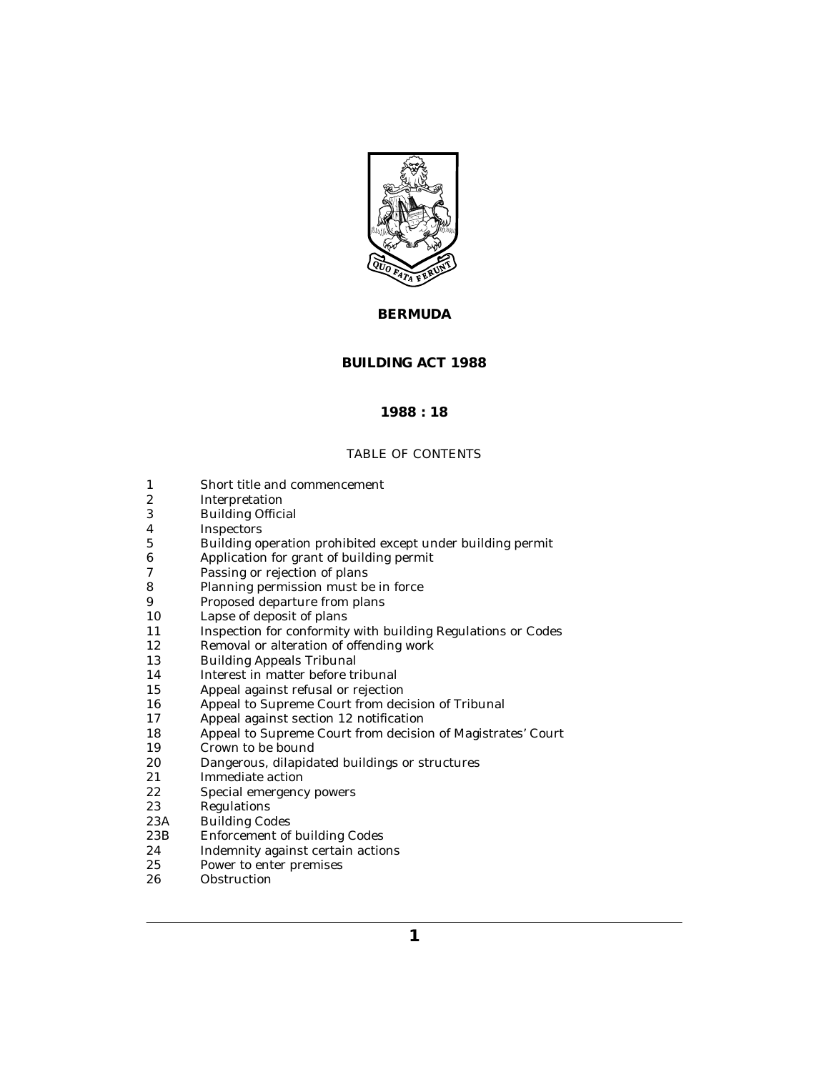# BERMUDA

## BUILDING ACT 1988

### 1988 : 18

TABLE OF CONTENTS

1 Short title and commencement
2 Interpretation
3 Building Official
4 Inspectors
5 Building operation prohibited except under building permit
6 Application for grant of building permit
7 Passing or rejection of plans
8 Planning permission must be in force
9 Proposed departure from plans
10 Lapse of deposit of plans
11 Inspection for conformity with building Regulations or Codes
12 Removal or alteration of offending work
13 Building Appeals Tribunal
14 Interest in matter before tribunal
15 Appeal against refusal or rejection
16 Appeal to Supreme Court from decision of Tribunal
17 Appeal against section 12 notification
18 Appeal to Supreme Court from decision of Magistrates' Court
19 Crown to be bound
20 Dangerous, dilapidated buildings or structures
21 Immediate action
22 Special emergency powers
23 Regulations
23A Building Codes
23B Enforcement of building Codes
24 Indemnity against certain actions
25 Power to enter premises
26 Obstruction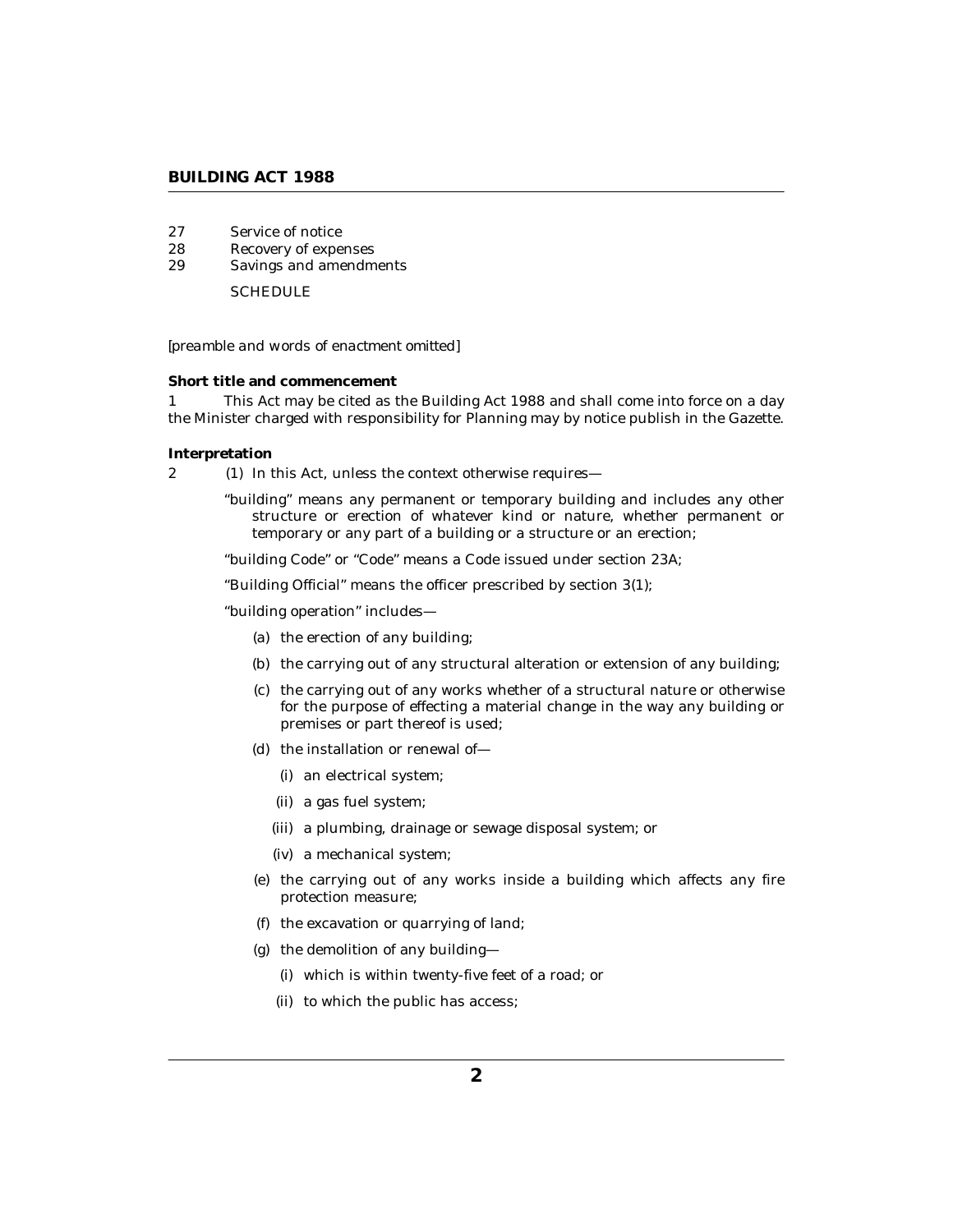27 Service of notice
28 Recovery of expenses
29 Savings and amendments

SCHEDULE

*[preamble and words of enactment omitted]*

**Short title and commencement**

1 This Act may be cited as the Building Act 1988 and shall come into force on a day the Minister charged with responsibility for Planning may by notice publish in the Gazette.

**Interpretation**

2 (1) In this Act, unless the context otherwise requires—

"building" means any permanent or temporary building and includes any other structure or erection of whatever kind or nature, whether permanent or temporary or any part of a building or a structure or an erection;

"building Code" or "Code" means a Code issued under section 23A;

"Building Official" means the officer prescribed by section 3(1);

"building operation" includes—

(a) the erection of any building;

(b) the carrying out of any structural alteration or extension of any building;

(c) the carrying out of any works whether of a structural nature or otherwise for the purpose of effecting a material change in the way any building or premises or part thereof is used;

(d) the installation or renewal of—

(i) an electrical system;

(ii) a gas fuel system;

(iii) a plumbing, drainage or sewage disposal system; or

(iv) a mechanical system;

(e) the carrying out of any works inside a building which affects any fire protection measure;

(f) the excavation or quarrying of land;

(g) the demolition of any building—

(i) which is within twenty-five feet of a road; or

(ii) to which the public has access;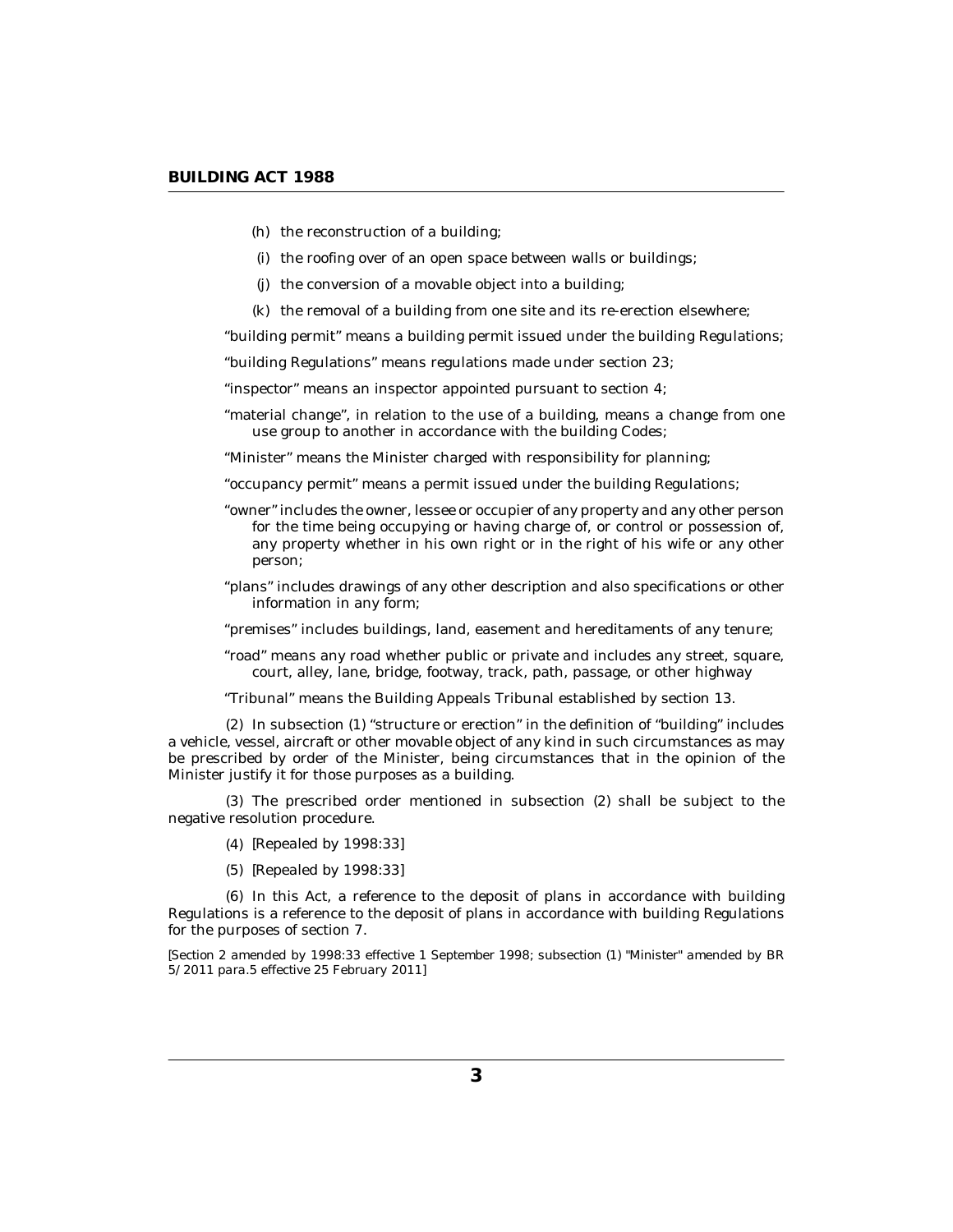(h) the reconstruction of a building;

(i) the roofing over of an open space between walls or buildings;

(j) the conversion of a movable object into a building;

(k) the removal of a building from one site and its re-erection elsewhere;

"building permit" means a building permit issued under the building Regulations;

"building Regulations" means regulations made under section 23;

"inspector" means an inspector appointed pursuant to section 4;

"material change", in relation to the use of a building, means a change from one use group to another in accordance with the building Codes;

"Minister" means the Minister charged with responsibility for planning;

"occupancy permit" means a permit issued under the building Regulations;

"owner" includes the owner, lessee or occupier of any property and any other person for the time being occupying or having charge of, or control or possession of, any property whether in his own right or in the right of his wife or any other person;

"plans" includes drawings of any other description and also specifications or other information in any form;

"premises" includes buildings, land, easement and hereditaments of any tenure;

"road" means any road whether public or private and includes any street, square, court, alley, lane, bridge, footway, track, path, passage, or other highway

"Tribunal" means the Building Appeals Tribunal established by section 13.

(2) In subsection (1) "structure or erection" in the definition of "building" includes a vehicle, vessel, aircraft or other movable object of any kind in such circumstances as may be prescribed by order of the Minister, being circumstances that in the opinion of the Minister justify it for those purposes as a building.

(3) The prescribed order mentioned in subsection (2) shall be subject to the negative resolution procedure.

(4) [Repealed by 1998:33]

(5) [Repealed by 1998:33]

(6) In this Act, a reference to the deposit of plans in accordance with building Regulations is a reference to the deposit of plans in accordance with building Regulations for the purposes of section 7.

[Section 2 amended by 1998:33 effective 1 September 1998; subsection (1) "Minister" amended by BR 5/2011 para.5 effective 25 February 2011]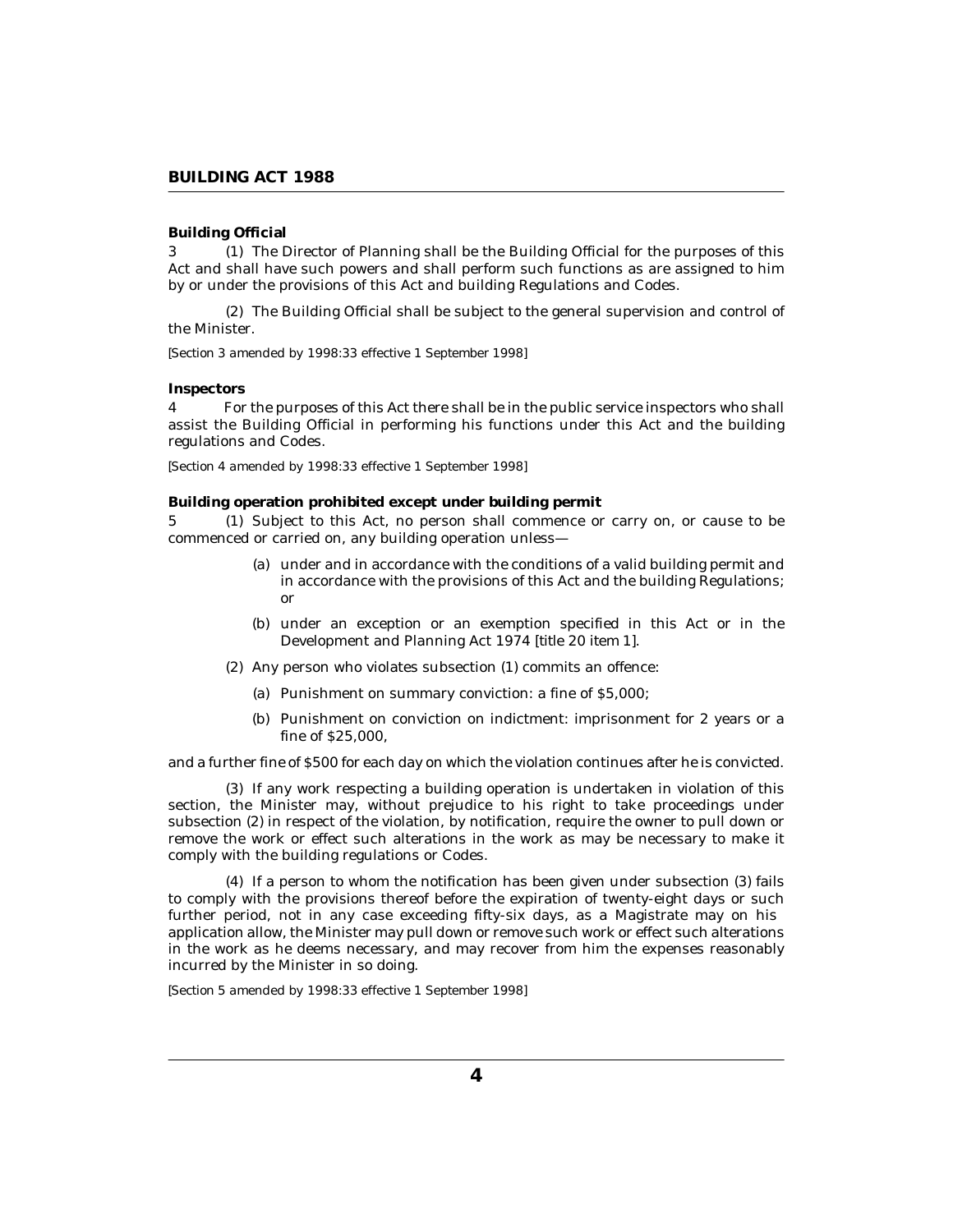**Building Official**

3 (1) The Director of Planning shall be the Building Official for the purposes of this Act and shall have such powers and shall perform such functions as are assigned to him by or under the provisions of this Act and building Regulations and Codes.

(2) The Building Official shall be subject to the general supervision and control of the Minister.

*[Section 3 amended by 1998:33 effective 1 September 1998]*

**Inspectors**

4 For the purposes of this Act there shall be in the public service inspectors who shall assist the Building Official in performing his functions under this Act and the building regulations and Codes.

*[Section 4 amended by 1998:33 effective 1 September 1998]*

**Building operation prohibited except under building permit**

5 (1) Subject to this Act, no person shall commence or carry on, or cause to be commenced or carried on, any building operation unless—

(a) under and in accordance with the conditions of a valid building permit and in accordance with the provisions of this Act and the building Regulations; or

(b) under an exception or an exemption specified in this Act or in the Development and Planning Act 1974 [title 20 item 1].

(2) Any person who violates subsection (1) commits an offence:

(a) Punishment on summary conviction: a fine of $5,000;

(b) Punishment on conviction on indictment: imprisonment for 2 years or a fine of $25,000,

and a further fine of $500 for each day on which the violation continues after he is convicted.

(3) If any work respecting a building operation is undertaken in violation of this section, the Minister may, without prejudice to his right to take proceedings under subsection (2) in respect of the violation, by notification, require the owner to pull down or remove the work or effect such alterations in the work as may be necessary to make it comply with the building regulations or Codes.

(4) If a person to whom the notification has been given under subsection (3) fails to comply with the provisions thereof before the expiration of twenty-eight days or such further period, not in any case exceeding fifty-six days, as a Magistrate may on his application allow, the Minister may pull down or remove such work or effect such alterations in the work as he deems necessary, and may recover from him the expenses reasonably incurred by the Minister in so doing.

*[Section 5 amended by 1998:33 effective 1 September 1998]*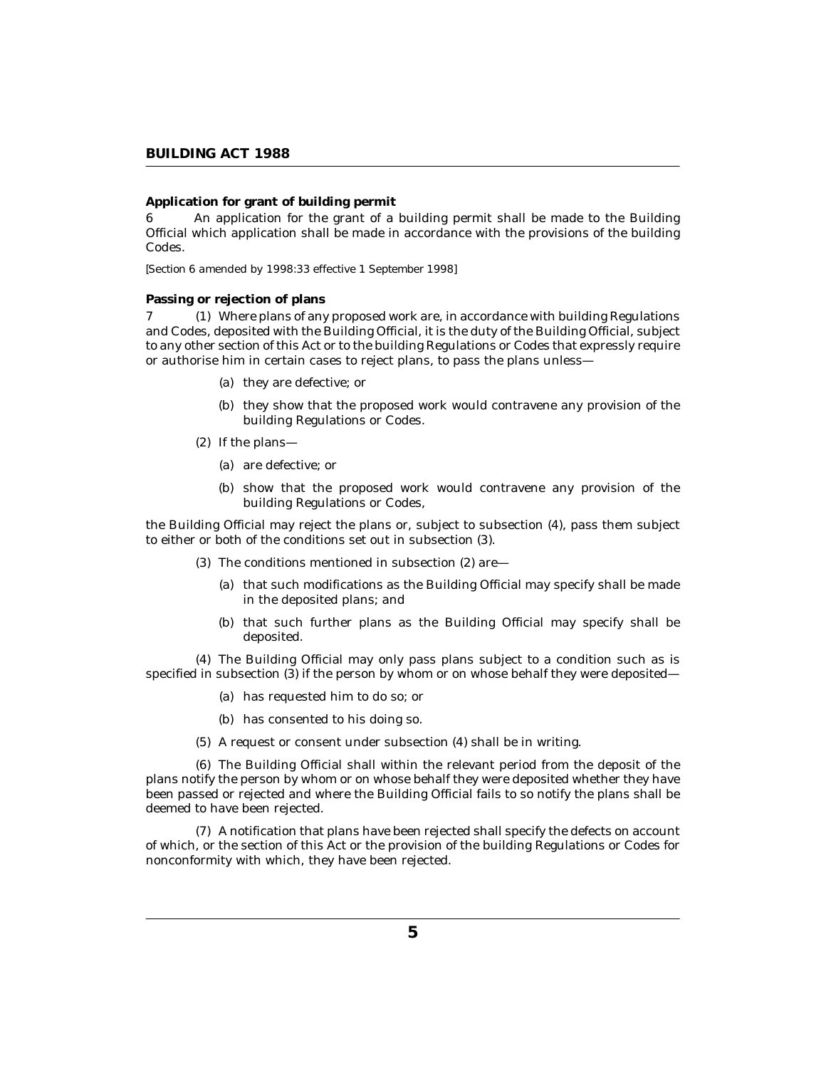**Application for grant of building permit**

6 An application for the grant of a building permit shall be made to the Building Official which application shall be made in accordance with the provisions of the building Codes.

[Section 6 amended by 1998:33 effective 1 September 1998]

**Passing or rejection of plans**

7 (1) Where plans of any proposed work are, in accordance with building Regulations and Codes, deposited with the Building Official, it is the duty of the Building Official, subject to any other section of this Act or to the building Regulations or Codes that expressly require or authorise him in certain cases to reject plans, to pass the plans unless—

(a) they are defective; or

(b) they show that the proposed work would contravene any provision of the building Regulations or Codes.

(2) If the plans—

(a) are defective; or

(b) show that the proposed work would contravene any provision of the building Regulations or Codes,

the Building Official may reject the plans or, subject to subsection (4), pass them subject to either or both of the conditions set out in subsection (3).

(3) The conditions mentioned in subsection (2) are—

(a) that such modifications as the Building Official may specify shall be made in the deposited plans; and

(b) that such further plans as the Building Official may specify shall be deposited.

(4) The Building Official may only pass plans subject to a condition such as is specified in subsection (3) if the person by whom or on whose behalf they were deposited—

(a) has requested him to do so; or

(b) has consented to his doing so.

(5) A request or consent under subsection (4) shall be in writing.

(6) The Building Official shall within the relevant period from the deposit of the plans notify the person by whom or on whose behalf they were deposited whether they have been passed or rejected and where the Building Official fails to so notify the plans shall be deemed to have been rejected.

(7) A notification that plans have been rejected shall specify the defects on account of which, or the section of this Act or the provision of the building Regulations or Codes for nonconformity with which, they have been rejected.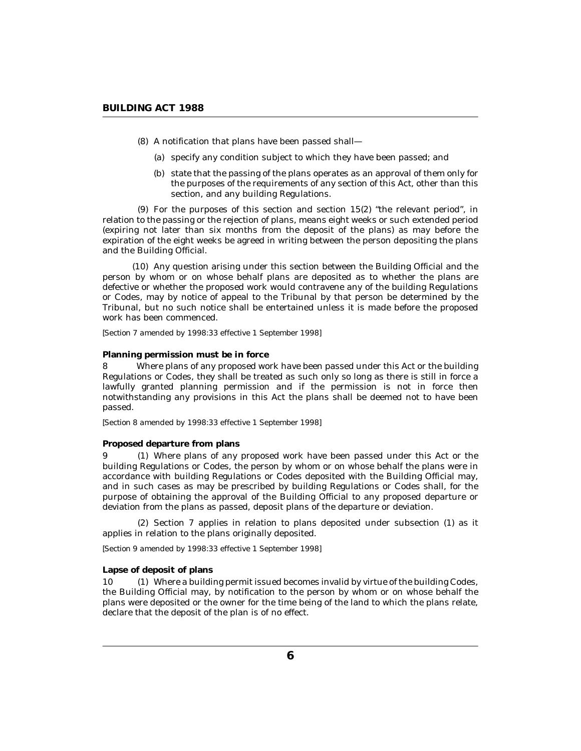(8) A notification that plans have been passed shall—

(a) specify any condition subject to which they have been passed; and

(b) state that the passing of the plans operates as an approval of them only for the purposes of the requirements of any section of this Act, other than this section, and any building Regulations.

(9) For the purposes of this section and section 15(2) "the relevant period", in relation to the passing or the rejection of plans, means eight weeks or such extended period (expiring not later than six months from the deposit of the plans) as may before the expiration of the eight weeks be agreed in writing between the person depositing the plans and the Building Official.

(10) Any question arising under this section between the Building Official and the person by whom or on whose behalf plans are deposited as to whether the plans are defective or whether the proposed work would contravene any of the building Regulations or Codes, may by notice of appeal to the Tribunal by that person be determined by the Tribunal, but no such notice shall be entertained unless it is made before the proposed work has been commenced.

*[Section 7 amended by 1998:33 effective 1 September 1998]*

**Planning permission must be in force**

8 Where plans of any proposed work have been passed under this Act or the building Regulations or Codes, they shall be treated as such only so long as there is still in force a lawfully granted planning permission and if the permission is not in force then notwithstanding any provisions in this Act the plans shall be deemed not to have been passed.

*[Section 8 amended by 1998:33 effective 1 September 1998]*

**Proposed departure from plans**

9 (1) Where plans of any proposed work have been passed under this Act or the building Regulations or Codes, the person by whom or on whose behalf the plans were in accordance with building Regulations or Codes deposited with the Building Official may, and in such cases as may be prescribed by building Regulations or Codes shall, for the purpose of obtaining the approval of the Building Official to any proposed departure or deviation from the plans as passed, deposit plans of the departure or deviation.

(2) Section 7 applies in relation to plans deposited under subsection (1) as it applies in relation to the plans originally deposited.

*[Section 9 amended by 1998:33 effective 1 September 1998]*

**Lapse of deposit of plans**

10 (1) Where a building permit issued becomes invalid by virtue of the building Codes, the Building Official may, by notification to the person by whom or on whose behalf the plans were deposited or the owner for the time being of the land to which the plans relate, declare that the deposit of the plan is of no effect.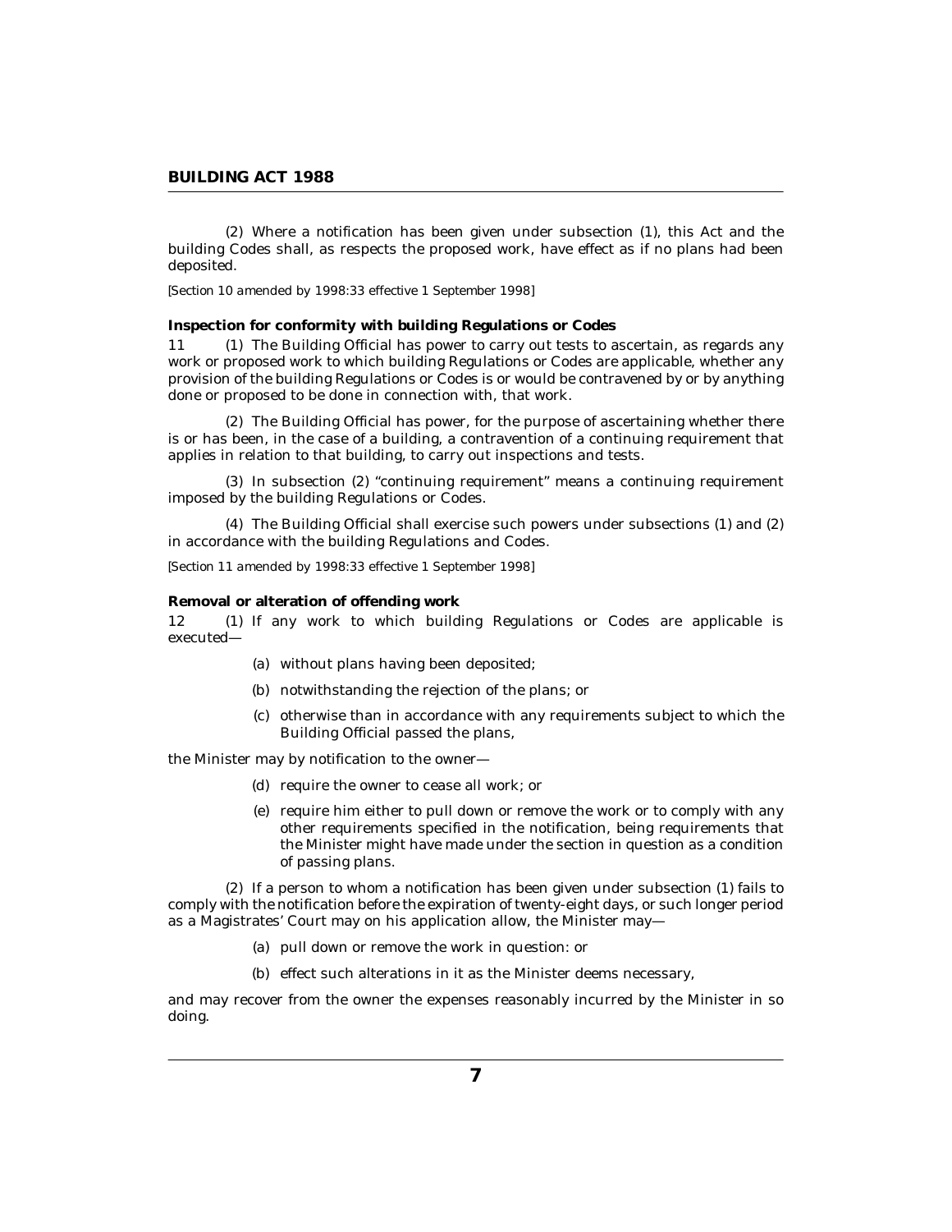(2) Where a notification has been given under subsection (1), this Act and the building Codes shall, as respects the proposed work, have effect as if no plans had been deposited.

*[Section 10 amended by 1998:33 effective 1 September 1998]*

**Inspection for conformity with building Regulations or Codes**

11 (1) The Building Official has power to carry out tests to ascertain, as regards any work or proposed work to which building Regulations or Codes are applicable, whether any provision of the building Regulations or Codes is or would be contravened by or by anything done or proposed to be done in connection with, that work.

(2) The Building Official has power, for the purpose of ascertaining whether there is or has been, in the case of a building, a contravention of a continuing requirement that applies in relation to that building, to carry out inspections and tests.

(3) In subsection (2) "continuing requirement" means a continuing requirement imposed by the building Regulations or Codes.

(4) The Building Official shall exercise such powers under subsections (1) and (2) in accordance with the building Regulations and Codes.

*[Section 11 amended by 1998:33 effective 1 September 1998]*

**Removal or alteration of offending work**

12 (1) If any work to which building Regulations or Codes are applicable is executed—

(a) without plans having been deposited;

(b) notwithstanding the rejection of the plans; or

(c) otherwise than in accordance with any requirements subject to which the Building Official passed the plans,

the Minister may by notification to the owner—

(d) require the owner to cease all work; or

(e) require him either to pull down or remove the work or to comply with any other requirements specified in the notification, being requirements that the Minister might have made under the section in question as a condition of passing plans.

(2) If a person to whom a notification has been given under subsection (1) fails to comply with the notification before the expiration of twenty-eight days, or such longer period as a Magistrates' Court may on his application allow, the Minister may—

(a) pull down or remove the work in question: or

(b) effect such alterations in it as the Minister deems necessary,

and may recover from the owner the expenses reasonably incurred by the Minister in so doing.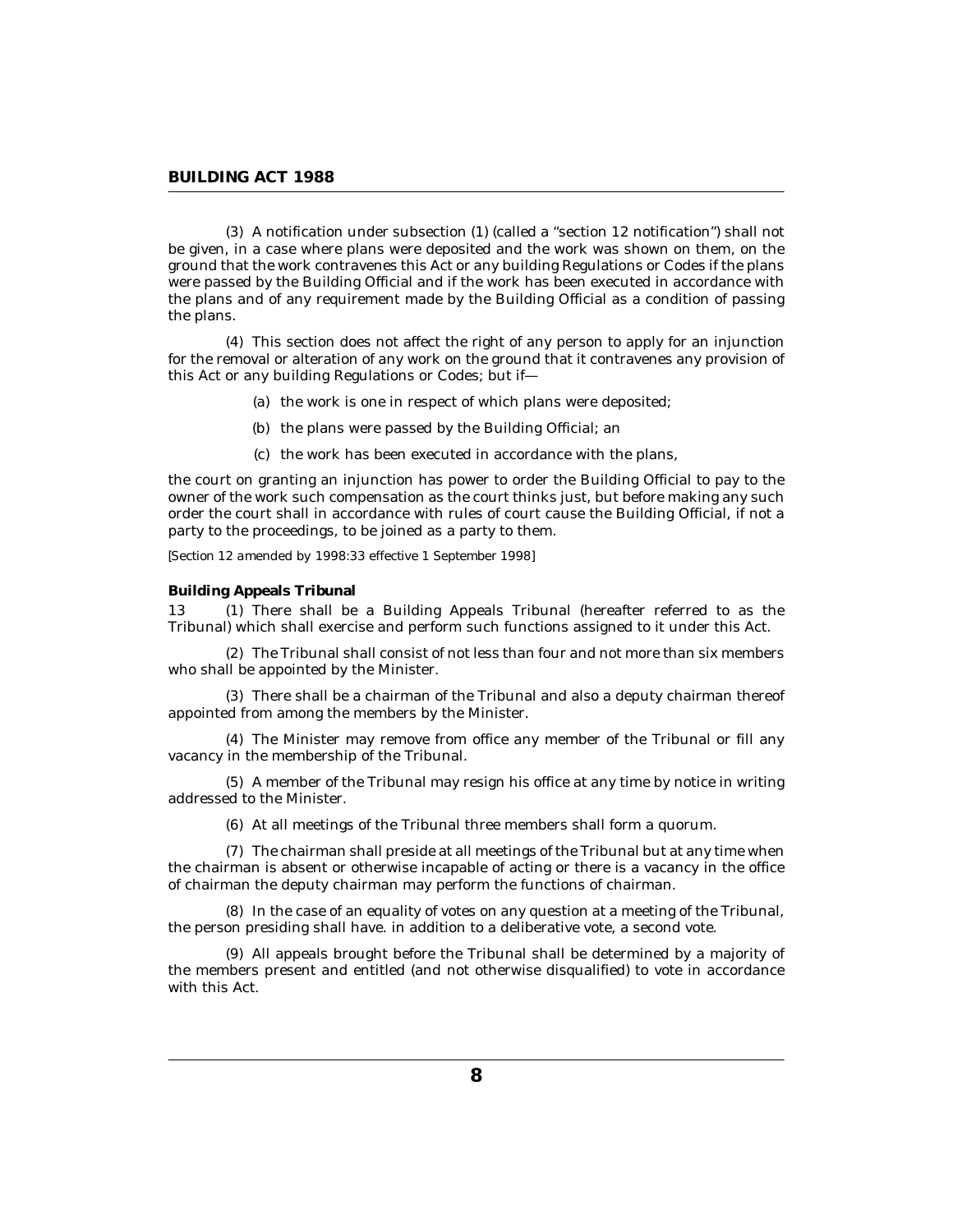(3) A notification under subsection (1) (called a "section 12 notification") shall not be given, in a case where plans were deposited and the work was shown on them, on the ground that the work contravenes this Act or any building Regulations or Codes if the plans were passed by the Building Official and if the work has been executed in accordance with the plans and of any requirement made by the Building Official as a condition of passing the plans.

(4) This section does not affect the right of any person to apply for an injunction for the removal or alteration of any work on the ground that it contravenes any provision of this Act or any building Regulations or Codes; but if—

(a) the work is one in respect of which plans were deposited;

(b) the plans were passed by the Building Official; an

(c) the work has been executed in accordance with the plans,

the court on granting an injunction has power to order the Building Official to pay to the owner of the work such compensation as the court thinks just, but before making any such order the court shall in accordance with rules of court cause the Building Official, if not a party to the proceedings, to be joined as a party to them.

*[Section 12 amended by 1998:33 effective 1 September 1998]*

**Building Appeals Tribunal**

13 (1) There shall be a Building Appeals Tribunal (hereafter referred to as the Tribunal) which shall exercise and perform such functions assigned to it under this Act.

(2) The Tribunal shall consist of not less than four and not more than six members who shall be appointed by the Minister.

(3) There shall be a chairman of the Tribunal and also a deputy chairman thereof appointed from among the members by the Minister.

(4) The Minister may remove from office any member of the Tribunal or fill any vacancy in the membership of the Tribunal.

(5) A member of the Tribunal may resign his office at any time by notice in writing addressed to the Minister.

(6) At all meetings of the Tribunal three members shall form a quorum.

(7) The chairman shall preside at all meetings of the Tribunal but at any time when the chairman is absent or otherwise incapable of acting or there is a vacancy in the office of chairman the deputy chairman may perform the functions of chairman.

(8) In the case of an equality of votes on any question at a meeting of the Tribunal, the person presiding shall have. in addition to a deliberative vote, a second vote.

(9) All appeals brought before the Tribunal shall be determined by a majority of the members present and entitled (and not otherwise disqualified) to vote in accordance with this Act.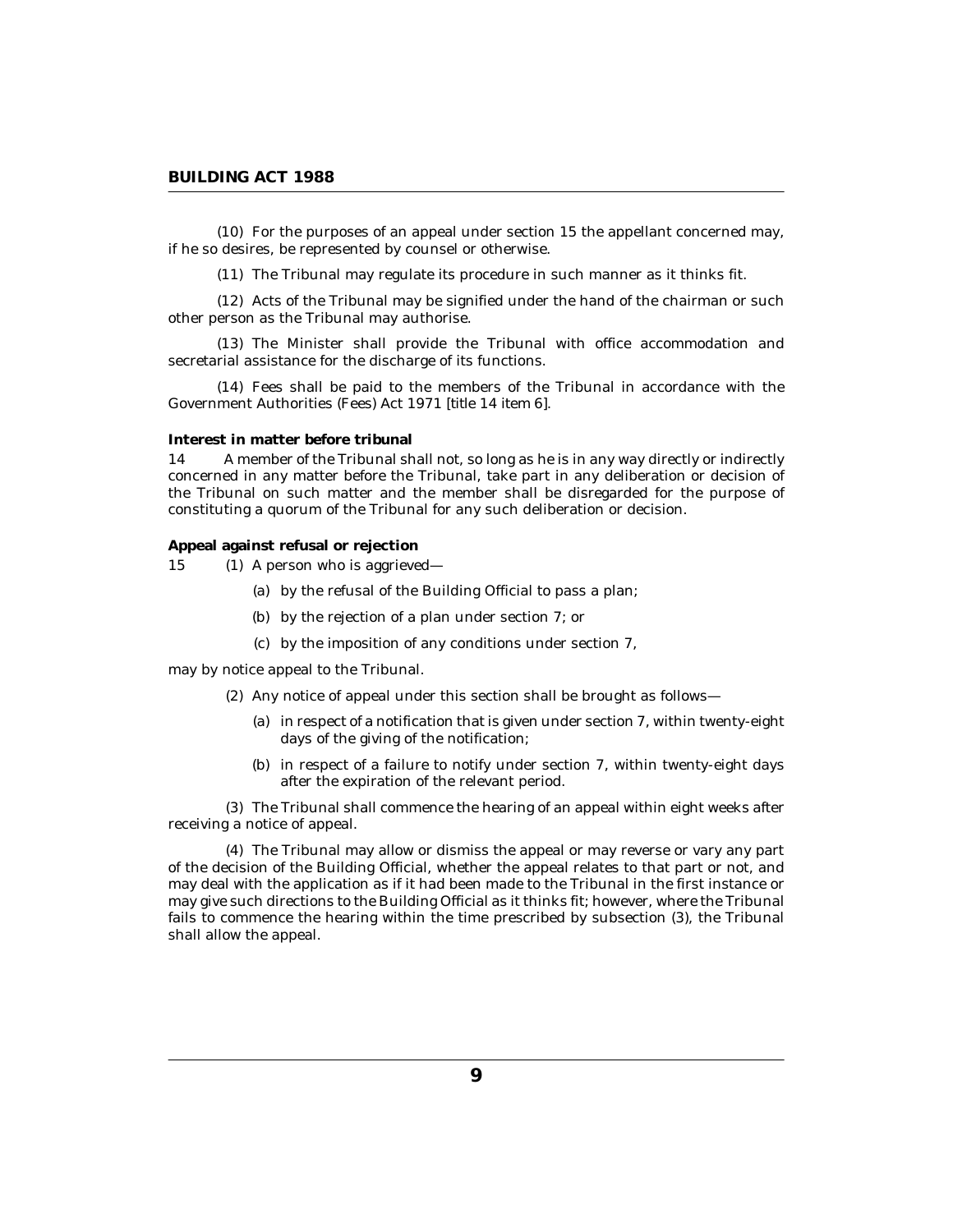(10) For the purposes of an appeal under section 15 the appellant concerned may, if he so desires, be represented by counsel or otherwise.

(11) The Tribunal may regulate its procedure in such manner as it thinks fit.

(12) Acts of the Tribunal may be signified under the hand of the chairman or such other person as the Tribunal may authorise.

(13) The Minister shall provide the Tribunal with office accommodation and secretarial assistance for the discharge of its functions.

(14) Fees shall be paid to the members of the Tribunal in accordance with the Government Authorities (Fees) Act 1971 [title 14 item 6].

**Interest in matter before tribunal**

14 A member of the Tribunal shall not, so long as he is in any way directly or indirectly concerned in any matter before the Tribunal, take part in any deliberation or decision of the Tribunal on such matter and the member shall be disregarded for the purpose of constituting a quorum of the Tribunal for any such deliberation or decision.

**Appeal against refusal or rejection**

15 (1) A person who is aggrieved—

(a) by the refusal of the Building Official to pass a plan;

(b) by the rejection of a plan under section 7; or

(c) by the imposition of any conditions under section 7,

may by notice appeal to the Tribunal.

(2) Any notice of appeal under this section shall be brought as follows—

(a) in respect of a notification that is given under section 7, within twenty-eight days of the giving of the notification;

(b) in respect of a failure to notify under section 7, within twenty-eight days after the expiration of the relevant period.

(3) The Tribunal shall commence the hearing of an appeal within eight weeks after receiving a notice of appeal.

(4) The Tribunal may allow or dismiss the appeal or may reverse or vary any part of the decision of the Building Official, whether the appeal relates to that part or not, and may deal with the application as if it had been made to the Tribunal in the first instance or may give such directions to the Building Official as it thinks fit; however, where the Tribunal fails to commence the hearing within the time prescribed by subsection (3), the Tribunal shall allow the appeal.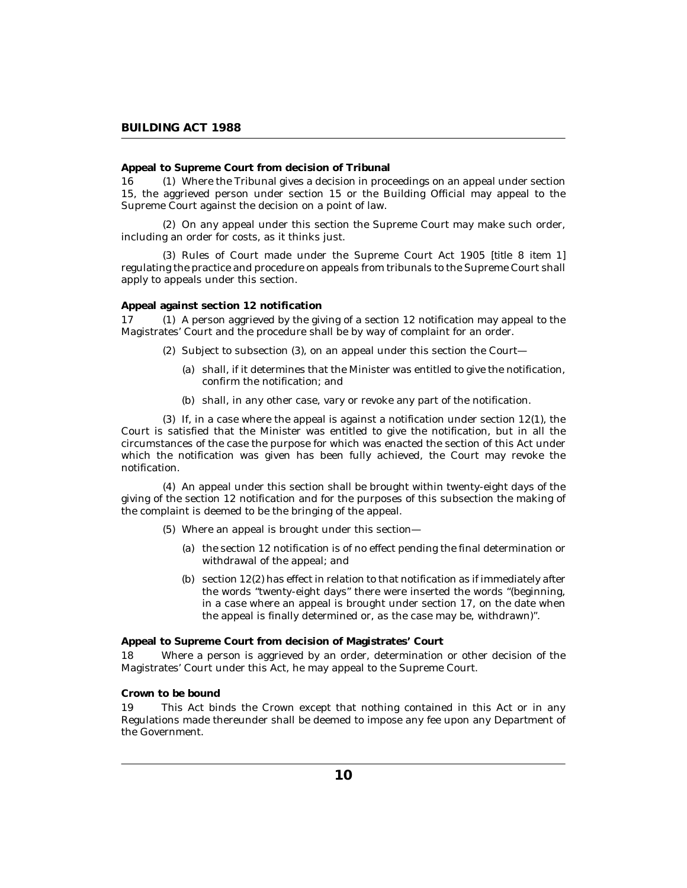**Appeal to Supreme Court from decision of Tribunal**

16 (1) Where the Tribunal gives a decision in proceedings on an appeal under section 15, the aggrieved person under section 15 or the Building Official may appeal to the Supreme Court against the decision on a point of law.

(2) On any appeal under this section the Supreme Court may make such order, including an order for costs, as it thinks just.

(3) Rules of Court made under the Supreme Court Act 1905 [title 8 item 1] regulating the practice and procedure on appeals from tribunals to the Supreme Court shall apply to appeals under this section.

**Appeal against section 12 notification**

17 (1) A person aggrieved by the giving of a section 12 notification may appeal to the Magistrates' Court and the procedure shall be by way of complaint for an order.

(2) Subject to subsection (3), on an appeal under this section the Court—

(a) shall, if it determines that the Minister was entitled to give the notification, confirm the notification; and

(b) shall, in any other case, vary or revoke any part of the notification.

(3) If, in a case where the appeal is against a notification under section 12(1), the Court is satisfied that the Minister was entitled to give the notification, but in all the circumstances of the case the purpose for which was enacted the section of this Act under which the notification was given has been fully achieved, the Court may revoke the notification.

(4) An appeal under this section shall be brought within twenty-eight days of the giving of the section 12 notification and for the purposes of this subsection the making of the complaint is deemed to be the bringing of the appeal.

(5) Where an appeal is brought under this section—

(a) the section 12 notification is of no effect pending the final determination or withdrawal of the appeal; and

(b) section 12(2) has effect in relation to that notification as if immediately after the words "twenty-eight days" there were inserted the words "(beginning, in a case where an appeal is brought under section 17, on the date when the appeal is finally determined or, as the case may be, withdrawn)".

**Appeal to Supreme Court from decision of Magistrates' Court**

18 Where a person is aggrieved by an order, determination or other decision of the Magistrates' Court under this Act, he may appeal to the Supreme Court.

**Crown to be bound**

19 This Act binds the Crown except that nothing contained in this Act or in any Regulations made thereunder shall be deemed to impose any fee upon any Department of the Government.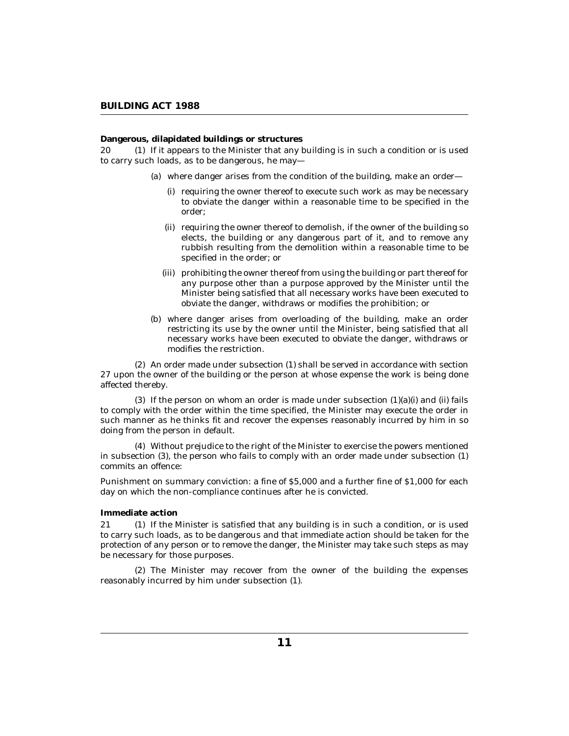**Dangerous, dilapidated buildings or structures**

20 (1) If it appears to the Minister that any building is in such a condition or is used to carry such loads, as to be dangerous, he may—

(a) where danger arises from the condition of the building, make an order—

(i) requiring the owner thereof to execute such work as may be necessary to obviate the danger within a reasonable time to be specified in the order;

(ii) requiring the owner thereof to demolish, if the owner of the building so elects, the building or any dangerous part of it, and to remove any rubbish resulting from the demolition within a reasonable time to be specified in the order; or

(iii) prohibiting the owner thereof from using the building or part thereof for any purpose other than a purpose approved by the Minister until the Minister being satisfied that all necessary works have been executed to obviate the danger, withdraws or modifies the prohibition; or

(b) where danger arises from overloading of the building, make an order restricting its use by the owner until the Minister, being satisfied that all necessary works have been executed to obviate the danger, withdraws or modifies the restriction.

(2) An order made under subsection (1) shall be served in accordance with section 27 upon the owner of the building or the person at whose expense the work is being done affected thereby.

(3) If the person on whom an order is made under subsection (1)(a)(i) and (ii) fails to comply with the order within the time specified, the Minister may execute the order in such manner as he thinks fit and recover the expenses reasonably incurred by him in so doing from the person in default.

(4) Without prejudice to the right of the Minister to exercise the powers mentioned in subsection (3), the person who fails to comply with an order made under subsection (1) commits an offence:

Punishment on summary conviction: a fine of $5,000 and a further fine of $1,000 for each day on which the non-compliance continues after he is convicted.

**Immediate action**

21 (1) If the Minister is satisfied that any building is in such a condition, or is used to carry such loads, as to be dangerous and that immediate action should be taken for the protection of any person or to remove the danger, the Minister may take such steps as may be necessary for those purposes.

(2) The Minister may recover from the owner of the building the expenses reasonably incurred by him under subsection (1).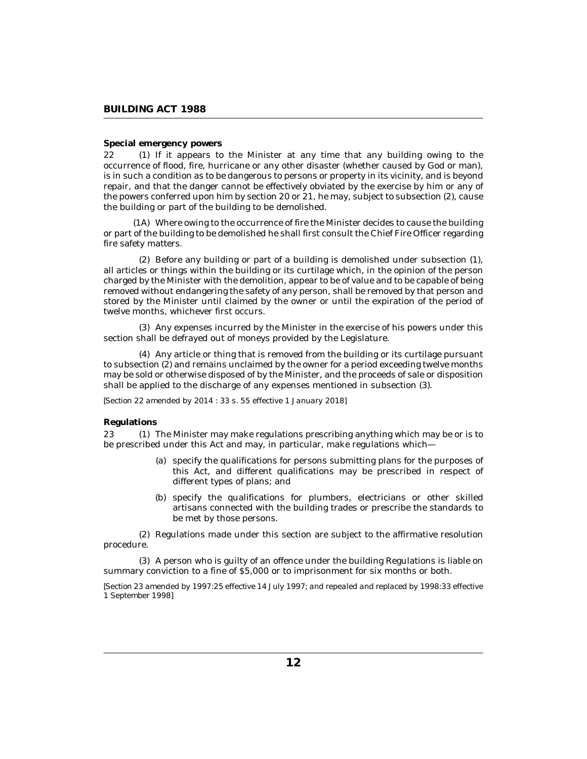**Special emergency powers**

22 (1) If it appears to the Minister at any time that any building owing to the occurrence of flood, fire, hurricane or any other disaster (whether caused by God or man), is in such a condition as to be dangerous to persons or property in its vicinity, and is beyond repair, and that the danger cannot be effectively obviated by the exercise by him or any of the powers conferred upon him by section 20 or 21, he may, subject to subsection (2), cause the building or part of the building to be demolished.

(1A) Where owing to the occurrence of fire the Minister decides to cause the building or part of the building to be demolished he shall first consult the Chief Fire Officer regarding fire safety matters.

(2) Before any building or part of a building is demolished under subsection (1), all articles or things within the building or its curtilage which, in the opinion of the person charged by the Minister with the demolition, appear to be of value and to be capable of being removed without endangering the safety of any person, shall be removed by that person and stored by the Minister until claimed by the owner or until the expiration of the period of twelve months, whichever first occurs.

(3) Any expenses incurred by the Minister in the exercise of his powers under this section shall be defrayed out of moneys provided by the Legislature.

(4) Any article or thing that is removed from the building or its curtilage pursuant to subsection (2) and remains unclaimed by the owner for a period exceeding twelve months may be sold or otherwise disposed of by the Minister, and the proceeds of sale or disposition shall be applied to the discharge of any expenses mentioned in subsection (3).

*[Section 22 amended by 2014 : 33 s. 55 effective 1 January 2018]*

**Regulations**

23 (1) The Minister may make regulations prescribing anything which may be or is to be prescribed under this Act and may, in particular, make regulations which—

(a) specify the qualifications for persons submitting plans for the purposes of this Act, and different qualifications may be prescribed in respect of different types of plans; and

(b) specify the qualifications for plumbers, electricians or other skilled artisans connected with the building trades or prescribe the standards to be met by those persons.

(2) Regulations made under this section are subject to the affirmative resolution procedure.

(3) A person who is guilty of an offence under the building Regulations is liable on summary conviction to a fine of $5,000 or to imprisonment for six months or both.

*[Section 23 amended by 1997:25 effective 14 July 1997; and repealed and replaced by 1998:33 effective 1 September 1998]*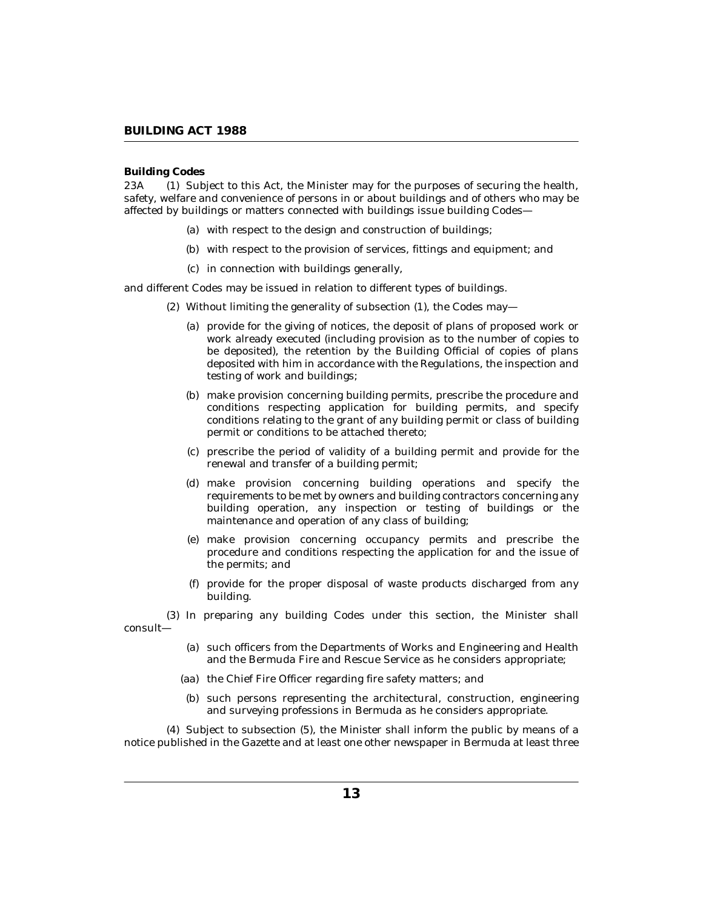**Building Codes**

23A (1) Subject to this Act, the Minister may for the purposes of securing the health, safety, welfare and convenience of persons in or about buildings and of others who may be affected by buildings or matters connected with buildings issue building Codes—

- (a) with respect to the design and construction of buildings;
- (b) with respect to the provision of services, fittings and equipment; and
- (c) in connection with buildings generally,

and different Codes may be issued in relation to different types of buildings.

(2) Without limiting the generality of subsection (1), the Codes may—

- (a) provide for the giving of notices, the deposit of plans of proposed work or work already executed (including provision as to the number of copies to be deposited), the retention by the Building Official of copies of plans deposited with him in accordance with the Regulations, the inspection and testing of work and buildings;
- (b) make provision concerning building permits, prescribe the procedure and conditions respecting application for building permits, and specify conditions relating to the grant of any building permit or class of building permit or conditions to be attached thereto;
- (c) prescribe the period of validity of a building permit and provide for the renewal and transfer of a building permit;
- (d) make provision concerning building operations and specify the requirements to be met by owners and building contractors concerning any building operation, any inspection or testing of buildings or the maintenance and operation of any class of building;
- (e) make provision concerning occupancy permits and prescribe the procedure and conditions respecting the application for and the issue of the permits; and
- (f) provide for the proper disposal of waste products discharged from any building.

(3) In preparing any building Codes under this section, the Minister shall consult—

- (a) such officers from the Departments of Works and Engineering and Health and the Bermuda Fire and Rescue Service as he considers appropriate;
- (aa) the Chief Fire Officer regarding fire safety matters; and
- (b) such persons representing the architectural, construction, engineering and surveying professions in Bermuda as he considers appropriate.

(4) Subject to subsection (5), the Minister shall inform the public by means of a notice published in the Gazette and at least one other newspaper in Bermuda at least three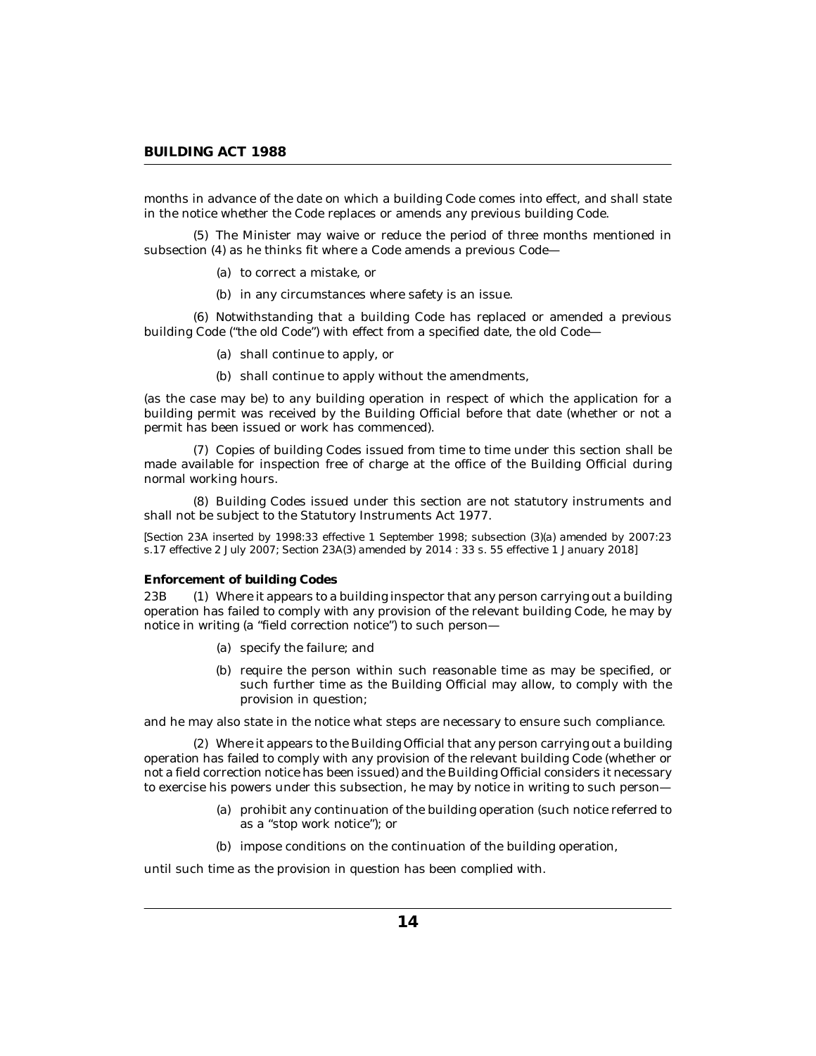months in advance of the date on which a building Code comes into effect, and shall state in the notice whether the Code replaces or amends any previous building Code.

(5) The Minister may waive or reduce the period of three months mentioned in subsection (4) as he thinks fit where a Code amends a previous Code—

(a) to correct a mistake, or

(b) in any circumstances where safety is an issue.

(6) Notwithstanding that a building Code has replaced or amended a previous building Code ("the old Code") with effect from a specified date, the old Code—

(a) shall continue to apply, or

(b) shall continue to apply without the amendments,

(as the case may be) to any building operation in respect of which the application for a building permit was received by the Building Official before that date (whether or not a permit has been issued or work has commenced).

(7) Copies of building Codes issued from time to time under this section shall be made available for inspection free of charge at the office of the Building Official during normal working hours.

(8) Building Codes issued under this section are not statutory instruments and shall not be subject to the Statutory Instruments Act 1977.

[Section 23A inserted by 1998:33 effective 1 September 1998; subsection (3)(a) amended by 2007:23 s.17 effective 2 July 2007; Section 23A(3) amended by 2014 : 33 s. 55 effective 1 January 2018]

**Enforcement of building Codes**

23B (1) Where it appears to a building inspector that any person carrying out a building operation has failed to comply with any provision of the relevant building Code, he may by notice in writing (a "field correction notice") to such person—

(a) specify the failure; and

(b) require the person within such reasonable time as may be specified, or such further time as the Building Official may allow, to comply with the provision in question;

and he may also state in the notice what steps are necessary to ensure such compliance.

(2) Where it appears to the Building Official that any person carrying out a building operation has failed to comply with any provision of the relevant building Code (whether or not a field correction notice has been issued) and the Building Official considers it necessary to exercise his powers under this subsection, he may by notice in writing to such person—

(a) prohibit any continuation of the building operation (such notice referred to as a "stop work notice"); or

(b) impose conditions on the continuation of the building operation,

until such time as the provision in question has been complied with.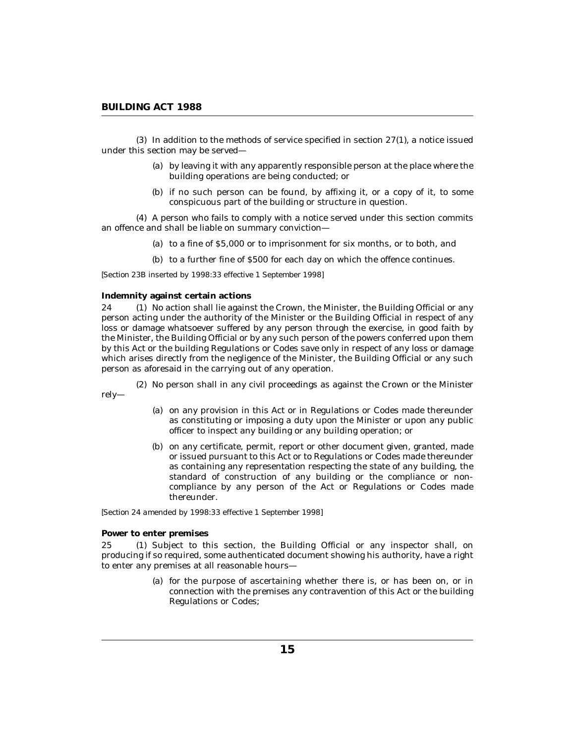(3) In addition to the methods of service specified in section 27(1), a notice issued under this section may be served—

(a) by leaving it with any apparently responsible person at the place where the building operations are being conducted; or

(b) if no such person can be found, by affixing it, or a copy of it, to some conspicuous part of the building or structure in question.

(4) A person who fails to comply with a notice served under this section commits an offence and shall be liable on summary conviction—

(a) to a fine of $5,000 or to imprisonment for six months, or to both, and

(b) to a further fine of $500 for each day on which the offence continues.

*[Section 23B inserted by 1998:33 effective 1 September 1998]*

**Indemnity against certain actions**

24 (1) No action shall lie against the Crown, the Minister, the Building Official or any person acting under the authority of the Minister or the Building Official in respect of any loss or damage whatsoever suffered by any person through the exercise, in good faith by the Minister, the Building Official or by any such person of the powers conferred upon them by this Act or the building Regulations or Codes save only in respect of any loss or damage which arises directly from the negligence of the Minister, the Building Official or any such person as aforesaid in the carrying out of any operation.

(2) No person shall in any civil proceedings as against the Crown or the Minister rely—

(a) on any provision in this Act or in Regulations or Codes made thereunder as constituting or imposing a duty upon the Minister or upon any public officer to inspect any building or any building operation; or

(b) on any certificate, permit, report or other document given, granted, made or issued pursuant to this Act or to Regulations or Codes made thereunder as containing any representation respecting the state of any building, the standard of construction of any building or the compliance or non-compliance by any person of the Act or Regulations or Codes made thereunder.

*[Section 24 amended by 1998:33 effective 1 September 1998]*

**Power to enter premises**

25 (1) Subject to this section, the Building Official or any inspector shall, on producing if so required, some authenticated document showing his authority, have a right to enter any premises at all reasonable hours—

(a) for the purpose of ascertaining whether there is, or has been on, or in connection with the premises any contravention of this Act or the building Regulations or Codes;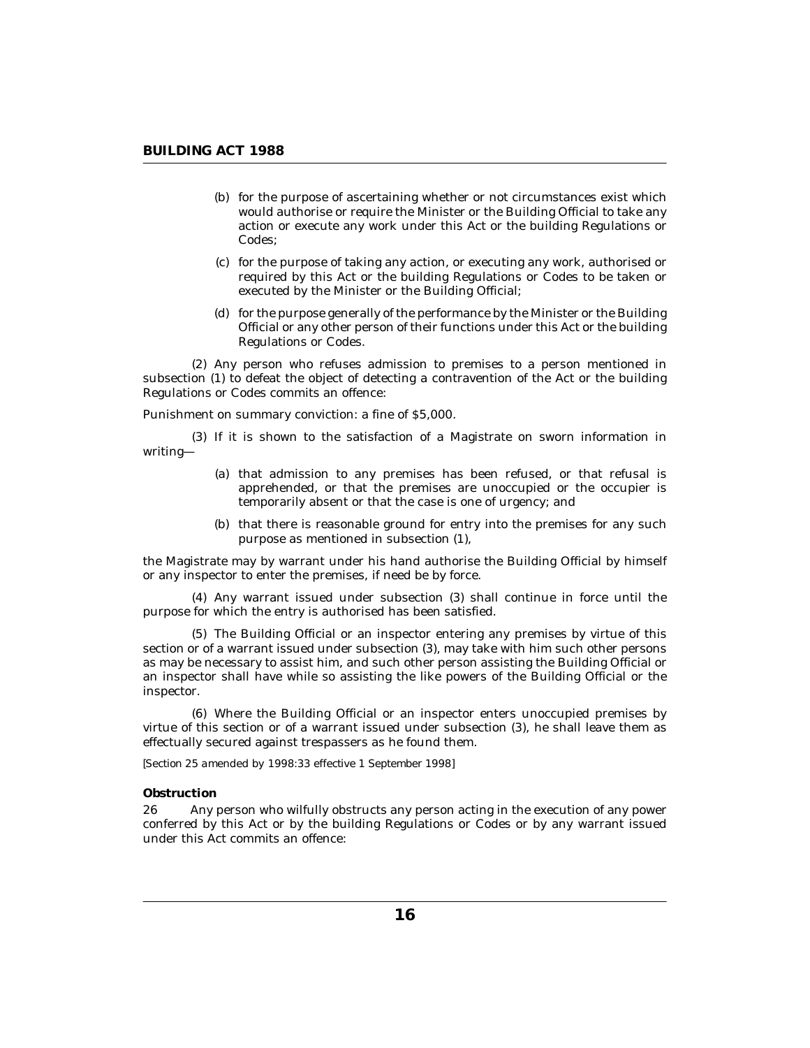(b) for the purpose of ascertaining whether or not circumstances exist which would authorise or require the Minister or the Building Official to take any action or execute any work under this Act or the building Regulations or Codes;

(c) for the purpose of taking any action, or executing any work, authorised or required by this Act or the building Regulations or Codes to be taken or executed by the Minister or the Building Official;

(d) for the purpose generally of the performance by the Minister or the Building Official or any other person of their functions under this Act or the building Regulations or Codes.

(2) Any person who refuses admission to premises to a person mentioned in subsection (1) to defeat the object of detecting a contravention of the Act or the building Regulations or Codes commits an offence:

Punishment on summary conviction: a fine of $5,000.

(3) If it is shown to the satisfaction of a Magistrate on sworn information in writing—

(a) that admission to any premises has been refused, or that refusal is apprehended, or that the premises are unoccupied or the occupier is temporarily absent or that the case is one of urgency; and

(b) that there is reasonable ground for entry into the premises for any such purpose as mentioned in subsection (1),

the Magistrate may by warrant under his hand authorise the Building Official by himself or any inspector to enter the premises, if need be by force.

(4) Any warrant issued under subsection (3) shall continue in force until the purpose for which the entry is authorised has been satisfied.

(5) The Building Official or an inspector entering any premises by virtue of this section or of a warrant issued under subsection (3), may take with him such other persons as may be necessary to assist him, and such other person assisting the Building Official or an inspector shall have while so assisting the like powers of the Building Official or the inspector.

(6) Where the Building Official or an inspector enters unoccupied premises by virtue of this section or of a warrant issued under subsection (3), he shall leave them as effectually secured against trespassers as he found them.

*[Section 25 amended by 1998:33 effective 1 September 1998]*

**Obstruction**

26 Any person who wilfully obstructs any person acting in the execution of any power conferred by this Act or by the building Regulations or Codes or by any warrant issued under this Act commits an offence: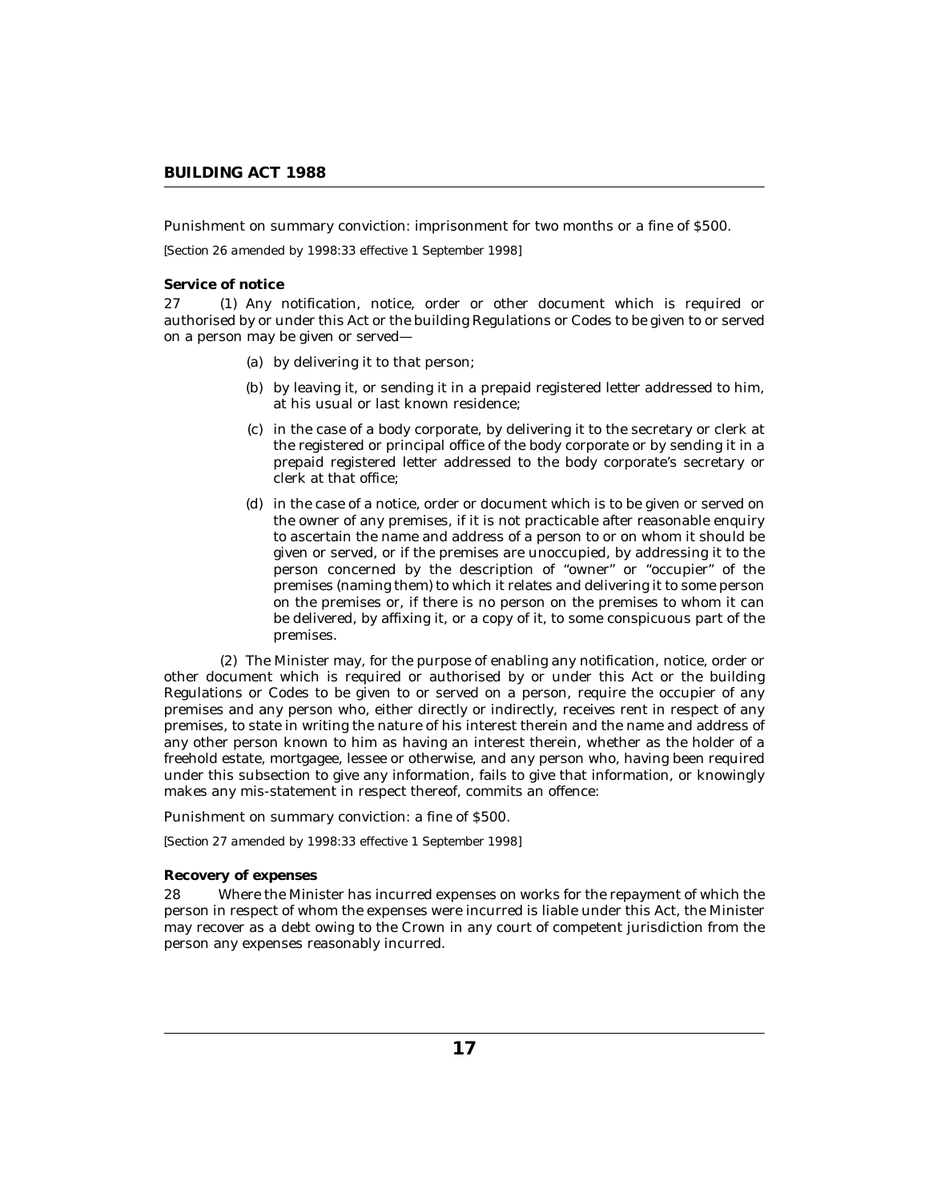Punishment on summary conviction: imprisonment for two months or a fine of $500.

*[Section 26 amended by 1998:33 effective 1 September 1998]*

**Service of notice**

27 (1) Any notification, notice, order or other document which is required or authorised by or under this Act or the building Regulations or Codes to be given to or served on a person may be given or served—

(a) by delivering it to that person;

(b) by leaving it, or sending it in a prepaid registered letter addressed to him, at his usual or last known residence;

(c) in the case of a body corporate, by delivering it to the secretary or clerk at the registered or principal office of the body corporate or by sending it in a prepaid registered letter addressed to the body corporate's secretary or clerk at that office;

(d) in the case of a notice, order or document which is to be given or served on the owner of any premises, if it is not practicable after reasonable enquiry to ascertain the name and address of a person to or on whom it should be given or served, or if the premises are unoccupied, by addressing it to the person concerned by the description of "owner" or "occupier" of the premises (naming them) to which it relates and delivering it to some person on the premises or, if there is no person on the premises to whom it can be delivered, by affixing it, or a copy of it, to some conspicuous part of the premises.

(2) The Minister may, for the purpose of enabling any notification, notice, order or other document which is required or authorised by or under this Act or the building Regulations or Codes to be given to or served on a person, require the occupier of any premises and any person who, either directly or indirectly, receives rent in respect of any premises, to state in writing the nature of his interest therein and the name and address of any other person known to him as having an interest therein, whether as the holder of a freehold estate, mortgagee, lessee or otherwise, and any person who, having been required under this subsection to give any information, fails to give that information, or knowingly makes any mis-statement in respect thereof, commits an offence:

Punishment on summary conviction: a fine of $500.

*[Section 27 amended by 1998:33 effective 1 September 1998]*

**Recovery of expenses**

28 Where the Minister has incurred expenses on works for the repayment of which the person in respect of whom the expenses were incurred is liable under this Act, the Minister may recover as a debt owing to the Crown in any court of competent jurisdiction from the person any expenses reasonably incurred.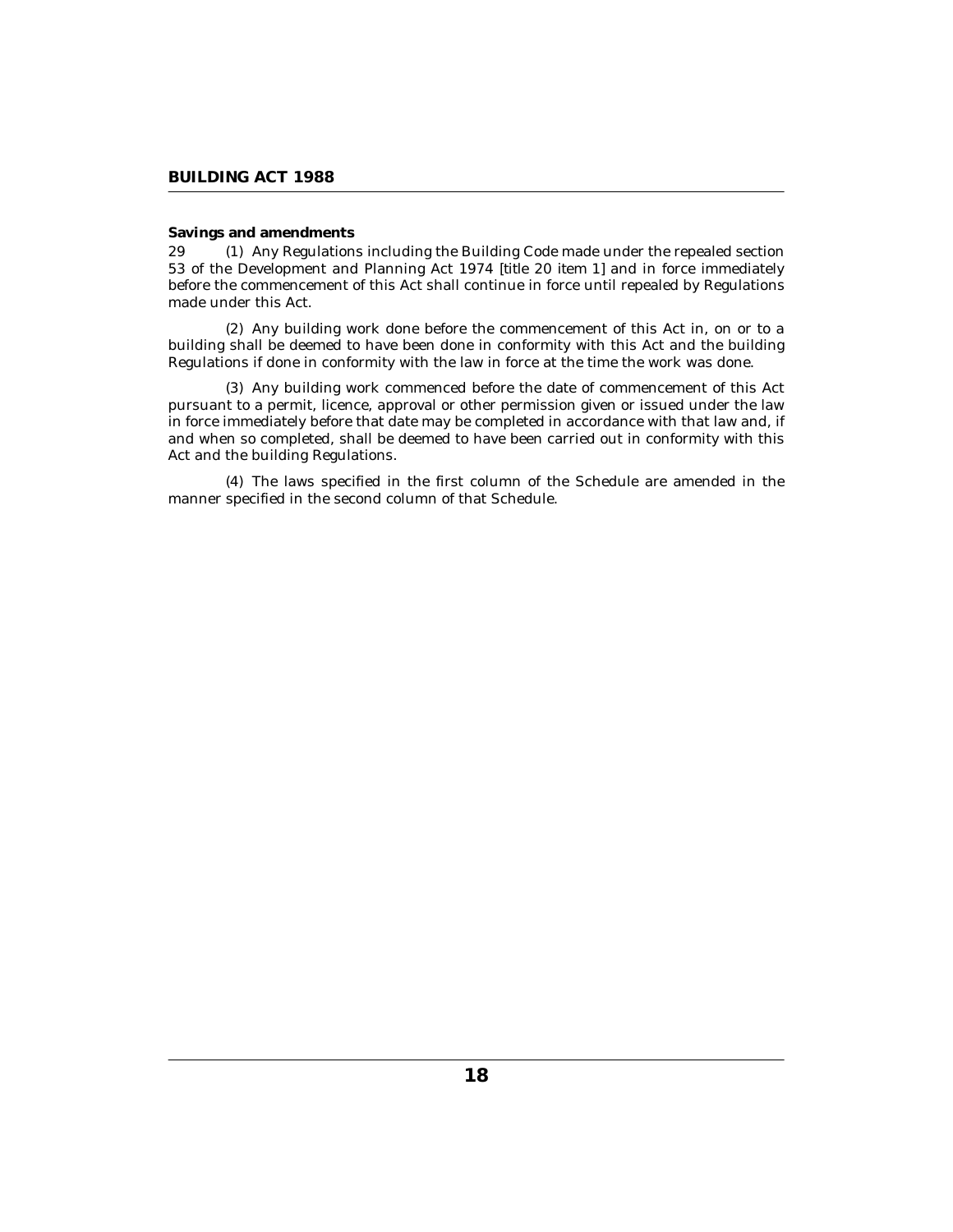**Savings and amendments**

29 (1) Any Regulations including the Building Code made under the repealed section 53 of the Development and Planning Act 1974 [title 20 item 1] and in force immediately before the commencement of this Act shall continue in force until repealed by Regulations made under this Act.

(2) Any building work done before the commencement of this Act in, on or to a building shall be deemed to have been done in conformity with this Act and the building Regulations if done in conformity with the law in force at the time the work was done.

(3) Any building work commenced before the date of commencement of this Act pursuant to a permit, licence, approval or other permission given or issued under the law in force immediately before that date may be completed in accordance with that law and, if and when so completed, shall be deemed to have been carried out in conformity with this Act and the building Regulations.

(4) The laws specified in the first column of the Schedule are amended in the manner specified in the second column of that Schedule.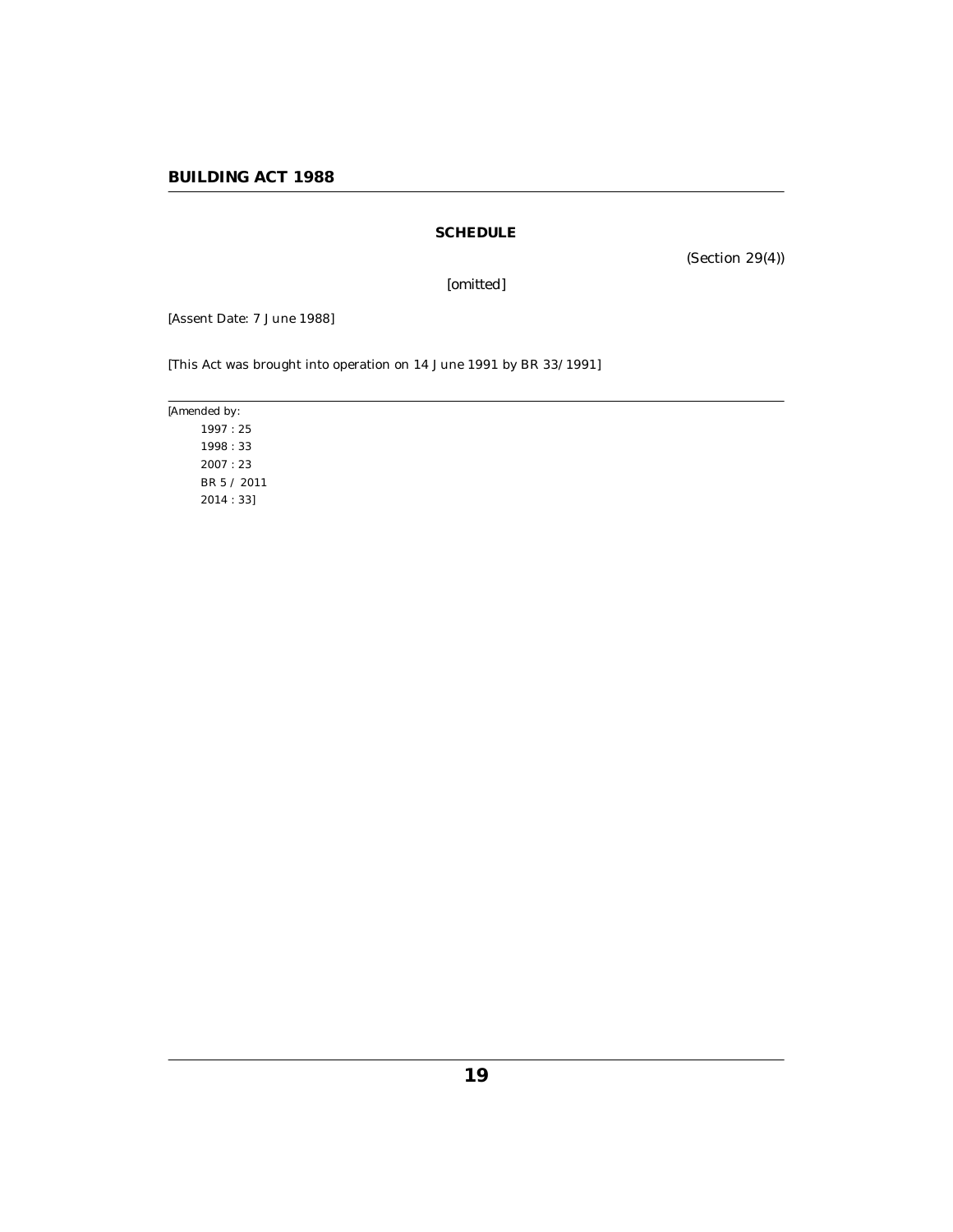## SCHEDULE

(Section 29(4))

[omitted]

[Assent Date: 7 June 1988]

[This Act was brought into operation on 14 June 1991 by BR 33/1991]

---

[Amended by:
1997 : 25
1998 : 33
2007 : 23
BR 5 / 2011
2014 : 33]